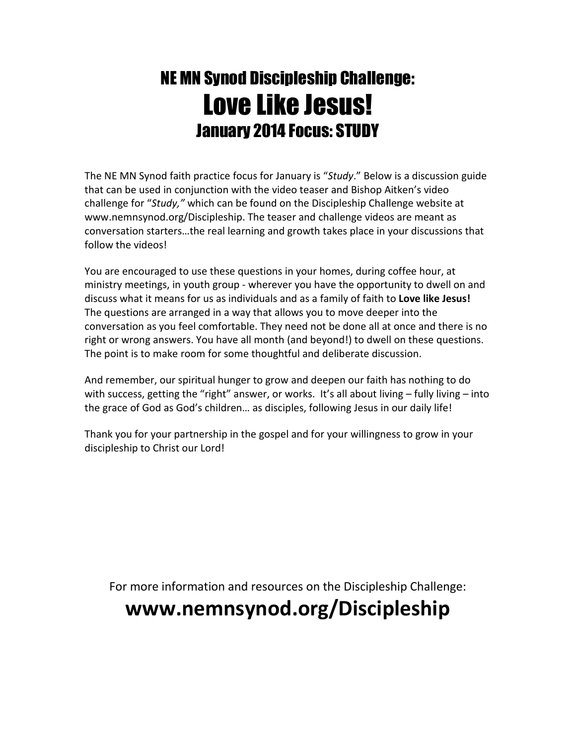# NE MN Synod Discipleship Challenge:
# Love Like Jesus!
## January 2014 Focus: STUDY

The NE MN Synod faith practice focus for January is "*Study*." Below is a discussion guide that can be used in conjunction with the video teaser and Bishop Aitken's video challenge for "*Study,*" which can be found on the Discipleship Challenge website at www.nemnsynod.org/Discipleship. The teaser and challenge videos are meant as conversation starters…the real learning and growth takes place in your discussions that follow the videos!

You are encouraged to use these questions in your homes, during coffee hour, at ministry meetings, in youth group - wherever you have the opportunity to dwell on and discuss what it means for us as individuals and as a family of faith to **Love like Jesus!** The questions are arranged in a way that allows you to move deeper into the conversation as you feel comfortable. They need not be done all at once and there is no right or wrong answers. You have all month (and beyond!) to dwell on these questions. The point is to make room for some thoughtful and deliberate discussion.

And remember, our spiritual hunger to grow and deepen our faith has nothing to do with success, getting the "right" answer, or works. It's all about living – fully living – into the grace of God as God's children… as disciples, following Jesus in our daily life!

Thank you for your partnership in the gospel and for your willingness to grow in your discipleship to Christ our Lord!

For more information and resources on the Discipleship Challenge:

**www.nemnsynod.org/Discipleship**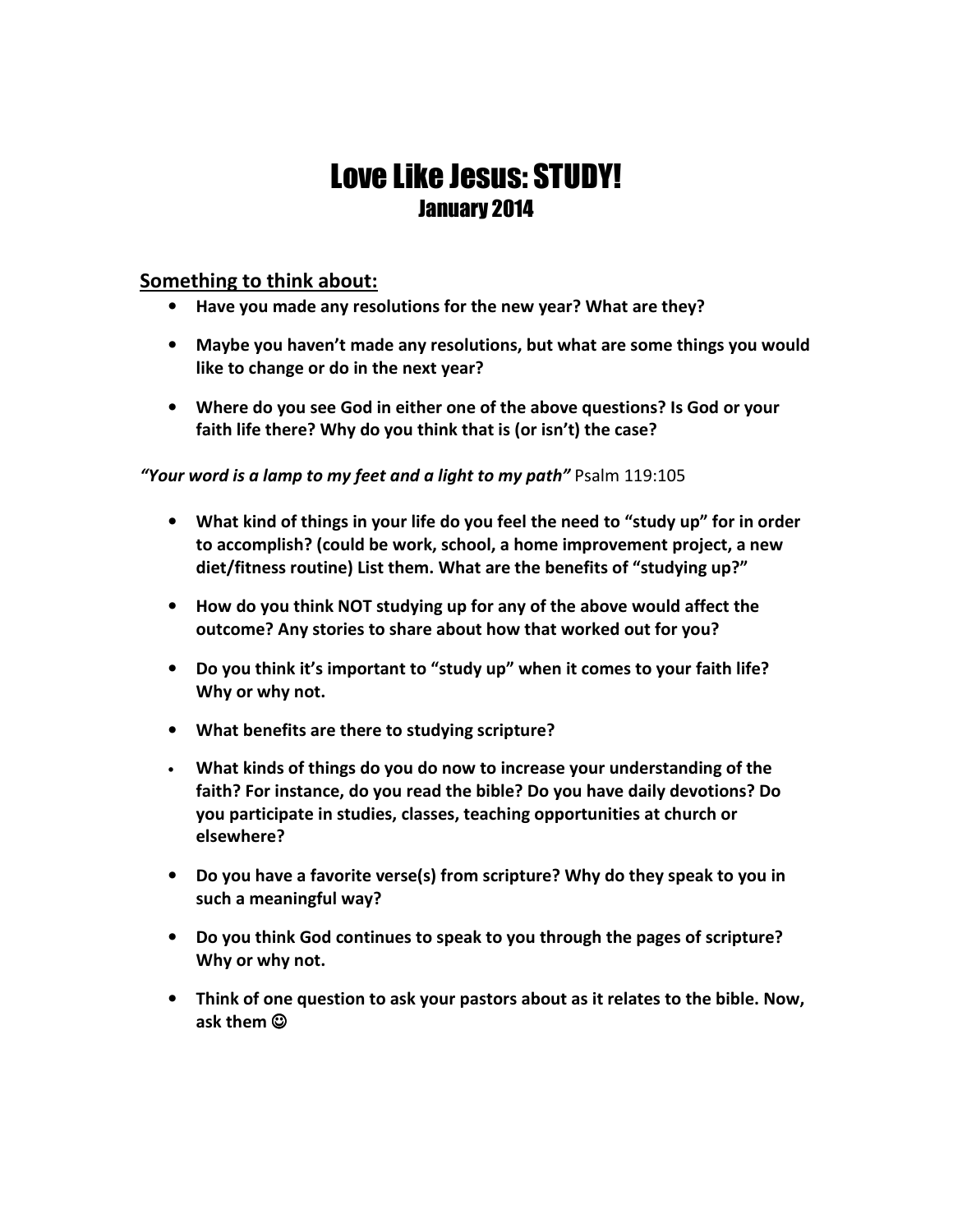# Love Like Jesus: STUDY!
## January 2014

**Something to think about:**

- **Have you made any resolutions for the new year? What are they?**
- **Maybe you haven't made any resolutions, but what are some things you would like to change or do in the next year?**
- **Where do you see God in either one of the above questions? Is God or your faith life there? Why do you think that is (or isn't) the case?**

***"Your word is a lamp to my feet and a light to my path"*** Psalm 119:105

- **What kind of things in your life do you feel the need to "study up" for in order to accomplish? (could be work, school, a home improvement project, a new diet/fitness routine) List them. What are the benefits of "studying up?"**
- **How do you think NOT studying up for any of the above would affect the outcome? Any stories to share about how that worked out for you?**
- **Do you think it's important to "study up" when it comes to your faith life? Why or why not.**
- **What benefits are there to studying scripture?**
- **What kinds of things do you do now to increase your understanding of the faith? For instance, do you read the bible? Do you have daily devotions? Do you participate in studies, classes, teaching opportunities at church or elsewhere?**
- **Do you have a favorite verse(s) from scripture? Why do they speak to you in such a meaningful way?**
- **Do you think God continues to speak to you through the pages of scripture? Why or why not.**
- **Think of one question to ask your pastors about as it relates to the bible. Now, ask them ☺**